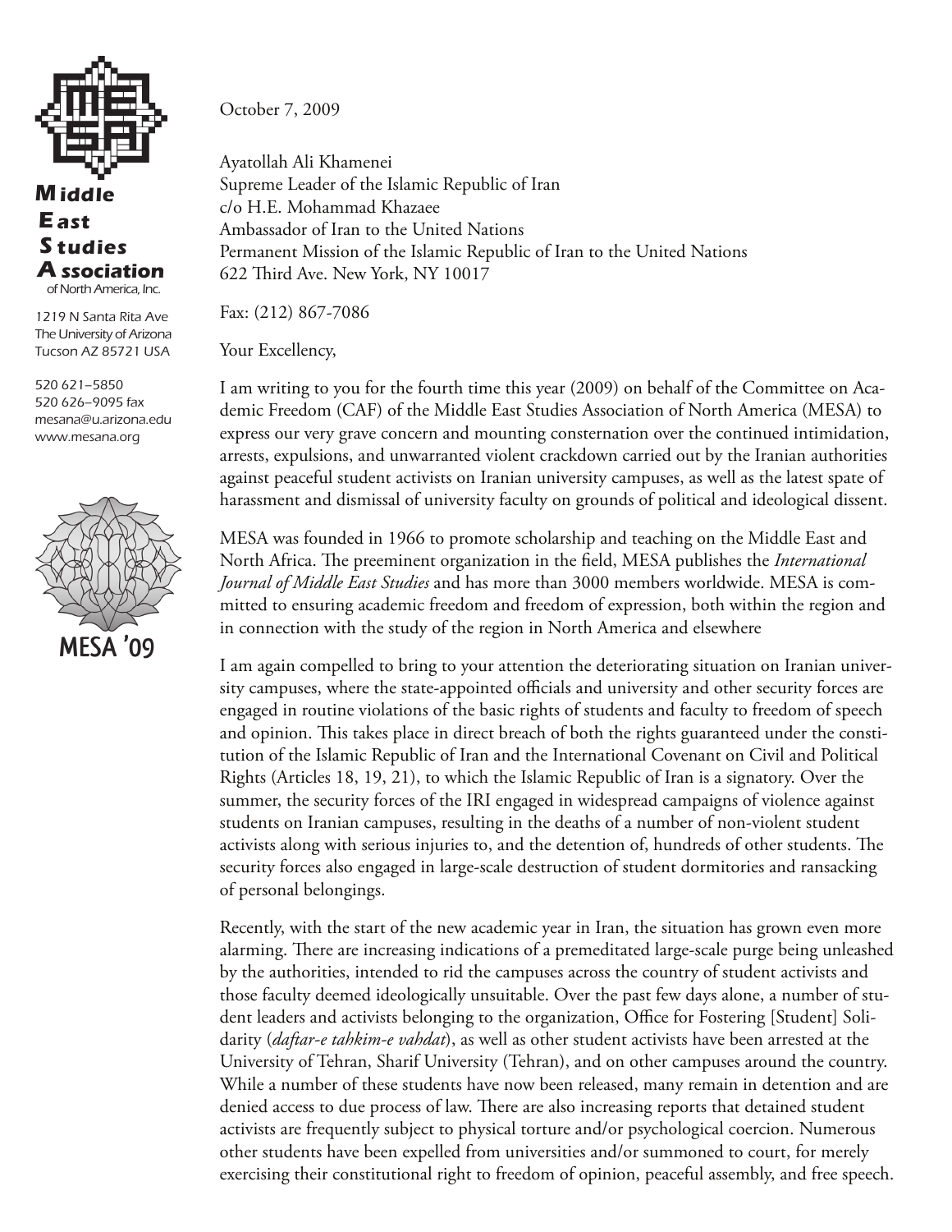**M**iddle
**E**ast
**S**tudies
**A**ssociation
of North America, Inc.

1219 N Santa Rita Ave
The University of Arizona
Tucson AZ 85721 USA

520 621–5850
520 626–9095 fax
mesana@u.arizona.edu
www.mesana.org

MESA '09

October 7, 2009

Ayatollah Ali Khamenei
Supreme Leader of the Islamic Republic of Iran
c/o H.E. Mohammad Khazaee
Ambassador of Iran to the United Nations
Permanent Mission of the Islamic Republic of Iran to the United Nations
622 Third Ave. New York, NY 10017

Fax: (212) 867-7086

Your Excellency,

I am writing to you for the fourth time this year (2009) on behalf of the Committee on Academic Freedom (CAF) of the Middle East Studies Association of North America (MESA) to express our very grave concern and mounting consternation over the continued intimidation, arrests, expulsions, and unwarranted violent crackdown carried out by the Iranian authorities against peaceful student activists on Iranian university campuses, as well as the latest spate of harassment and dismissal of university faculty on grounds of political and ideological dissent.

MESA was founded in 1966 to promote scholarship and teaching on the Middle East and North Africa. The preeminent organization in the field, MESA publishes the *International Journal of Middle East Studies* and has more than 3000 members worldwide. MESA is committed to ensuring academic freedom and freedom of expression, both within the region and in connection with the study of the region in North America and elsewhere

I am again compelled to bring to your attention the deteriorating situation on Iranian university campuses, where the state-appointed officials and university and other security forces are engaged in routine violations of the basic rights of students and faculty to freedom of speech and opinion. This takes place in direct breach of both the rights guaranteed under the constitution of the Islamic Republic of Iran and the International Covenant on Civil and Political Rights (Articles 18, 19, 21), to which the Islamic Republic of Iran is a signatory. Over the summer, the security forces of the IRI engaged in widespread campaigns of violence against students on Iranian campuses, resulting in the deaths of a number of non-violent student activists along with serious injuries to, and the detention of, hundreds of other students. The security forces also engaged in large-scale destruction of student dormitories and ransacking of personal belongings.

Recently, with the start of the new academic year in Iran, the situation has grown even more alarming. There are increasing indications of a premeditated large-scale purge being unleashed by the authorities, intended to rid the campuses across the country of student activists and those faculty deemed ideologically unsuitable. Over the past few days alone, a number of student leaders and activists belonging to the organization, Office for Fostering [Student] Solidarity (*daftar-e tahkim-e vahdat*), as well as other student activists have been arrested at the University of Tehran, Sharif University (Tehran), and on other campuses around the country. While a number of these students have now been released, many remain in detention and are denied access to due process of law. There are also increasing reports that detained student activists are frequently subject to physical torture and/or psychological coercion. Numerous other students have been expelled from universities and/or summoned to court, for merely exercising their constitutional right to freedom of opinion, peaceful assembly, and free speech.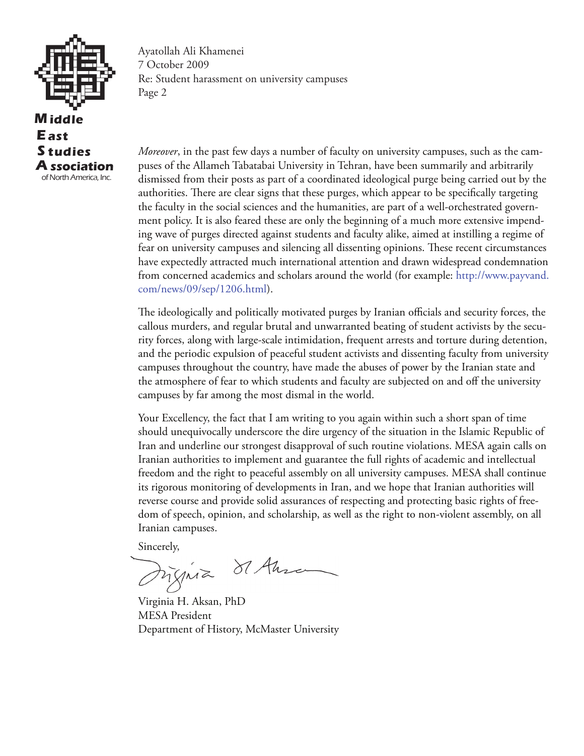*Moreover*, in the past few days a number of faculty on university campuses, such as the campuses of the Allameh Tabatabai University in Tehran, have been summarily and arbitrarily dismissed from their posts as part of a coordinated ideological purge being carried out by the authorities. There are clear signs that these purges, which appear to be specifically targeting the faculty in the social sciences and the humanities, are part of a well-orchestrated government policy. It is also feared these are only the beginning of a much more extensive impending wave of purges directed against students and faculty alike, aimed at instilling a regime of fear on university campuses and silencing all dissenting opinions. These recent circumstances have expectedly attracted much international attention and drawn widespread condemnation from concerned academics and scholars around the world (for example: http://www.payvand.com/news/09/sep/1206.html).

The ideologically and politically motivated purges by Iranian officials and security forces, the callous murders, and regular brutal and unwarranted beating of student activists by the security forces, along with large-scale intimidation, frequent arrests and torture during detention, and the periodic expulsion of peaceful student activists and dissenting faculty from university campuses throughout the country, have made the abuses of power by the Iranian state and the atmosphere of fear to which students and faculty are subjected on and off the university campuses by far among the most dismal in the world.

Your Excellency, the fact that I am writing to you again within such a short span of time should unequivocally underscore the dire urgency of the situation in the Islamic Republic of Iran and underline our strongest disapproval of such routine violations. MESA again calls on Iranian authorities to implement and guarantee the full rights of academic and intellectual freedom and the right to peaceful assembly on all university campuses. MESA shall continue its rigorous monitoring of developments in Iran, and we hope that Iranian authorities will reverse course and provide solid assurances of respecting and protecting basic rights of freedom of speech, opinion, and scholarship, as well as the right to non-violent assembly, on all Iranian campuses.

Sincerely,

Virginia H. Aksan, PhD  
MESA President  
Department of History, McMaster University